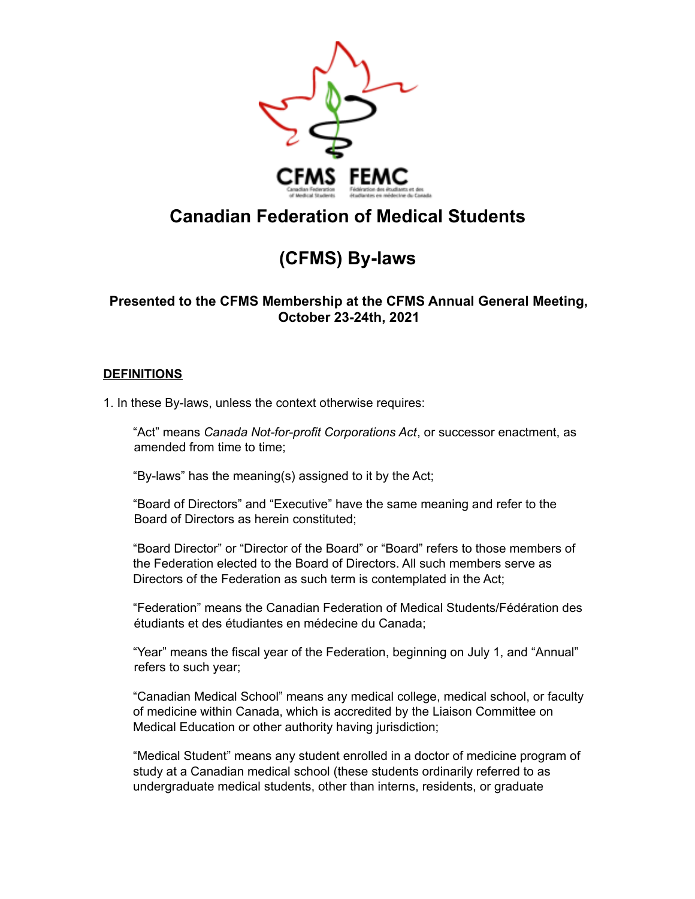# Canadian Federation of Medical Students

# (CFMS) By-laws

**Presented to the CFMS Membership at the CFMS Annual General Meeting, October 23-24th, 2021**

## DEFINITIONS

1. In these By-laws, unless the context otherwise requires:

   "Act" means *Canada Not-for-profit Corporations Act*, or successor enactment, as amended from time to time;

   "By-laws" has the meaning(s) assigned to it by the Act;

   "Board of Directors" and "Executive" have the same meaning and refer to the Board of Directors as herein constituted;

   "Board Director" or "Director of the Board" or "Board" refers to those members of the Federation elected to the Board of Directors. All such members serve as Directors of the Federation as such term is contemplated in the Act;

   "Federation" means the Canadian Federation of Medical Students/Fédération des étudiants et des étudiantes en médecine du Canada;

   "Year" means the fiscal year of the Federation, beginning on July 1, and "Annual" refers to such year;

   "Canadian Medical School" means any medical college, medical school, or faculty of medicine within Canada, which is accredited by the Liaison Committee on Medical Education or other authority having jurisdiction;

   "Medical Student" means any student enrolled in a doctor of medicine program of study at a Canadian medical school (these students ordinarily referred to as undergraduate medical students, other than interns, residents, or graduate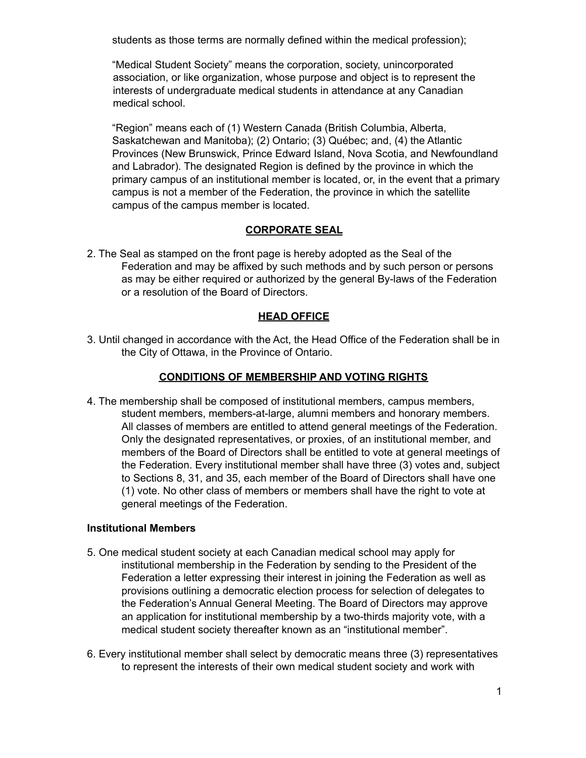students as those terms are normally defined within the medical profession);

"Medical Student Society" means the corporation, society, unincorporated association, or like organization, whose purpose and object is to represent the interests of undergraduate medical students in attendance at any Canadian medical school.

"Region" means each of (1) Western Canada (British Columbia, Alberta, Saskatchewan and Manitoba); (2) Ontario; (3) Québec; and, (4) the Atlantic Provinces (New Brunswick, Prince Edward Island, Nova Scotia, and Newfoundland and Labrador). The designated Region is defined by the province in which the primary campus of an institutional member is located, or, in the event that a primary campus is not a member of the Federation, the province in which the satellite campus of the campus member is located.

## CORPORATE SEAL

2. The Seal as stamped on the front page is hereby adopted as the Seal of the Federation and may be affixed by such methods and by such person or persons as may be either required or authorized by the general By-laws of the Federation or a resolution of the Board of Directors.

## HEAD OFFICE

3. Until changed in accordance with the Act, the Head Office of the Federation shall be in the City of Ottawa, in the Province of Ontario.

## CONDITIONS OF MEMBERSHIP AND VOTING RIGHTS

4. The membership shall be composed of institutional members, campus members, student members, members-at-large, alumni members and honorary members. All classes of members are entitled to attend general meetings of the Federation. Only the designated representatives, or proxies, of an institutional member, and members of the Board of Directors shall be entitled to vote at general meetings of the Federation. Every institutional member shall have three (3) votes and, subject to Sections 8, 31, and 35, each member of the Board of Directors shall have one (1) vote. No other class of members or members shall have the right to vote at general meetings of the Federation.

### Institutional Members

5. One medical student society at each Canadian medical school may apply for institutional membership in the Federation by sending to the President of the Federation a letter expressing their interest in joining the Federation as well as provisions outlining a democratic election process for selection of delegates to the Federation's Annual General Meeting. The Board of Directors may approve an application for institutional membership by a two-thirds majority vote, with a medical student society thereafter known as an "institutional member".

6. Every institutional member shall select by democratic means three (3) representatives to represent the interests of their own medical student society and work with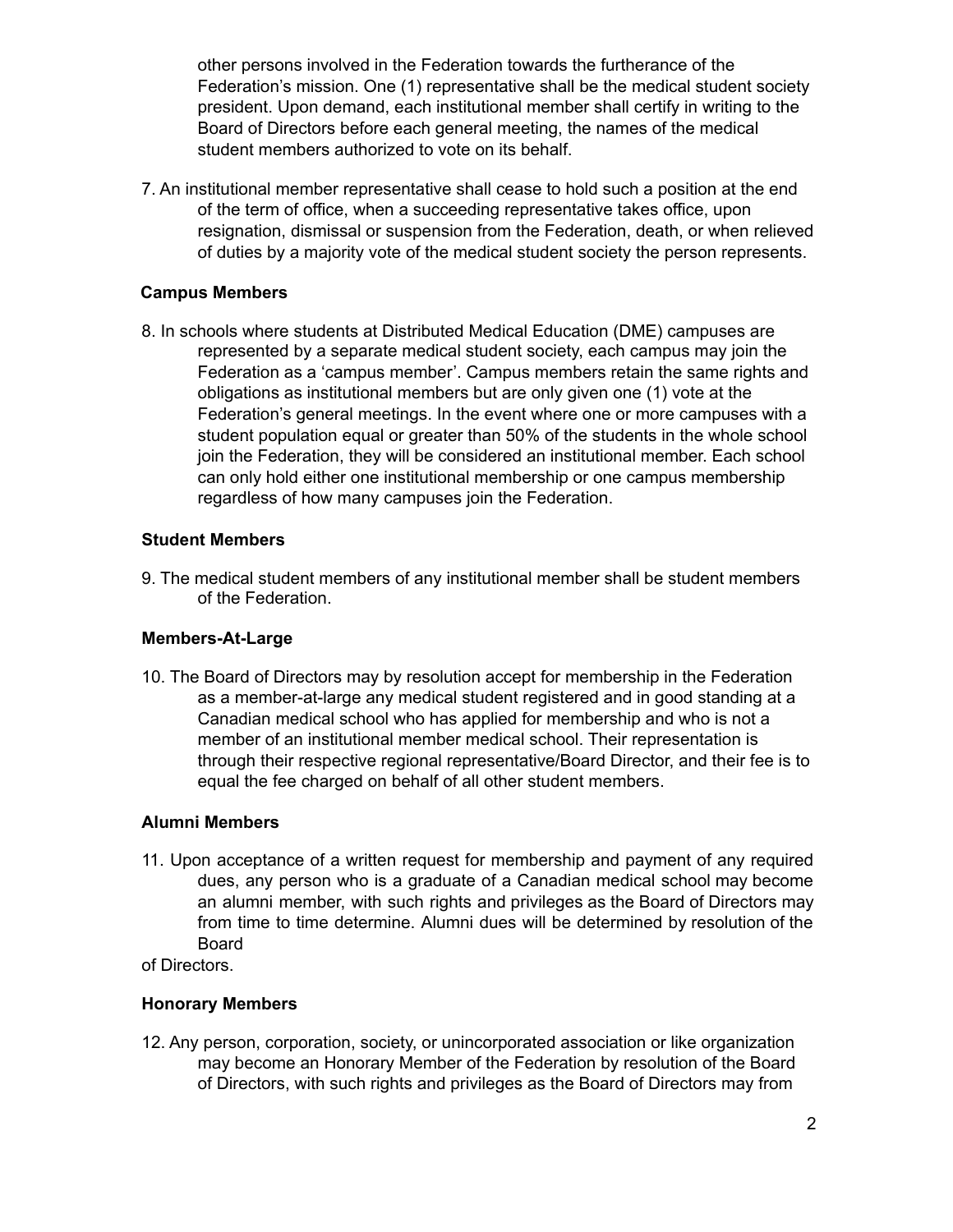other persons involved in the Federation towards the furtherance of the Federation's mission. One (1) representative shall be the medical student society president. Upon demand, each institutional member shall certify in writing to the Board of Directors before each general meeting, the names of the medical student members authorized to vote on its behalf.

7. An institutional member representative shall cease to hold such a position at the end of the term of office, when a succeeding representative takes office, upon resignation, dismissal or suspension from the Federation, death, or when relieved of duties by a majority vote of the medical student society the person represents.

**Campus Members**

8. In schools where students at Distributed Medical Education (DME) campuses are represented by a separate medical student society, each campus may join the Federation as a 'campus member'. Campus members retain the same rights and obligations as institutional members but are only given one (1) vote at the Federation's general meetings. In the event where one or more campuses with a student population equal or greater than 50% of the students in the whole school join the Federation, they will be considered an institutional member. Each school can only hold either one institutional membership or one campus membership regardless of how many campuses join the Federation.

**Student Members**

9. The medical student members of any institutional member shall be student members of the Federation.

**Members-At-Large**

10. The Board of Directors may by resolution accept for membership in the Federation as a member-at-large any medical student registered and in good standing at a Canadian medical school who has applied for membership and who is not a member of an institutional member medical school. Their representation is through their respective regional representative/Board Director, and their fee is to equal the fee charged on behalf of all other student members.

**Alumni Members**

11. Upon acceptance of a written request for membership and payment of any required dues, any person who is a graduate of a Canadian medical school may become an alumni member, with such rights and privileges as the Board of Directors may from time to time determine. Alumni dues will be determined by resolution of the Board of Directors.

**Honorary Members**

12. Any person, corporation, society, or unincorporated association or like organization may become an Honorary Member of the Federation by resolution of the Board of Directors, with such rights and privileges as the Board of Directors may from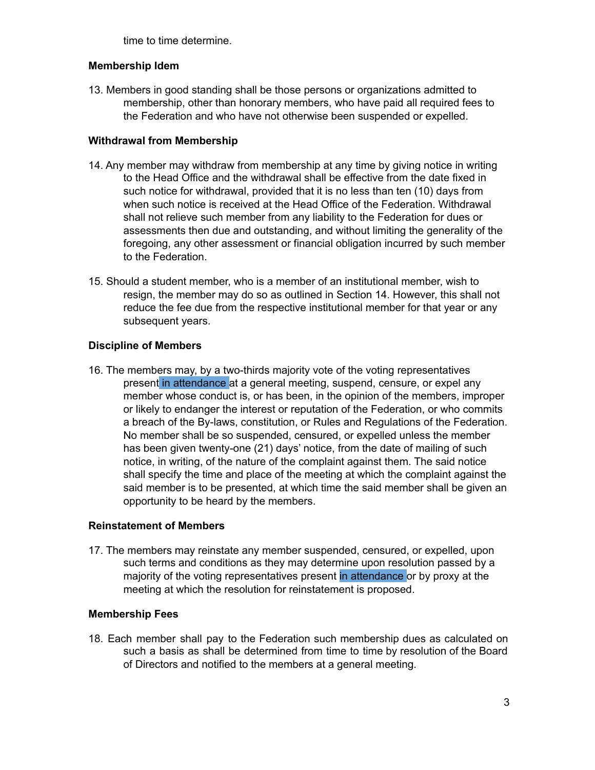time to time determine.

**Membership Idem**

13. Members in good standing shall be those persons or organizations admitted to membership, other than honorary members, who have paid all required fees to the Federation and who have not otherwise been suspended or expelled.

**Withdrawal from Membership**

14. Any member may withdraw from membership at any time by giving notice in writing to the Head Office and the withdrawal shall be effective from the date fixed in such notice for withdrawal, provided that it is no less than ten (10) days from when such notice is received at the Head Office of the Federation. Withdrawal shall not relieve such member from any liability to the Federation for dues or assessments then due and outstanding, and without limiting the generality of the foregoing, any other assessment or financial obligation incurred by such member to the Federation.

15. Should a student member, who is a member of an institutional member, wish to resign, the member may do so as outlined in Section 14. However, this shall not reduce the fee due from the respective institutional member for that year or any subsequent years.

**Discipline of Members**

16. The members may, by a two-thirds majority vote of the voting representatives present in attendance at a general meeting, suspend, censure, or expel any member whose conduct is, or has been, in the opinion of the members, improper or likely to endanger the interest or reputation of the Federation, or who commits a breach of the By-laws, constitution, or Rules and Regulations of the Federation. No member shall be so suspended, censured, or expelled unless the member has been given twenty-one (21) days' notice, from the date of mailing of such notice, in writing, of the nature of the complaint against them. The said notice shall specify the time and place of the meeting at which the complaint against the said member is to be presented, at which time the said member shall be given an opportunity to be heard by the members.

**Reinstatement of Members**

17. The members may reinstate any member suspended, censured, or expelled, upon such terms and conditions as they may determine upon resolution passed by a majority of the voting representatives present in attendance or by proxy at the meeting at which the resolution for reinstatement is proposed.

**Membership Fees**

18. Each member shall pay to the Federation such membership dues as calculated on such a basis as shall be determined from time to time by resolution of the Board of Directors and notified to the members at a general meeting.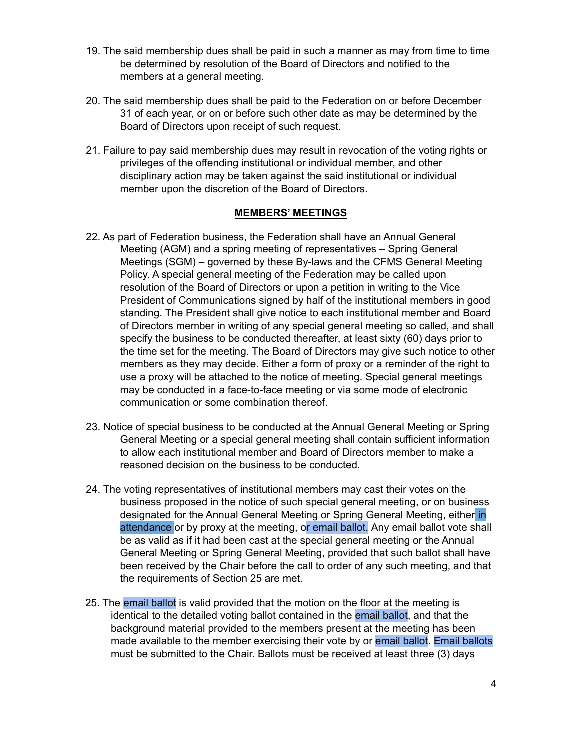19. The said membership dues shall be paid in such a manner as may from time to time be determined by resolution of the Board of Directors and notified to the members at a general meeting.

20. The said membership dues shall be paid to the Federation on or before December 31 of each year, or on or before such other date as may be determined by the Board of Directors upon receipt of such request.

21. Failure to pay said membership dues may result in revocation of the voting rights or privileges of the offending institutional or individual member, and other disciplinary action may be taken against the said institutional or individual member upon the discretion of the Board of Directors.

## MEMBERS' MEETINGS

22. As part of Federation business, the Federation shall have an Annual General Meeting (AGM) and a spring meeting of representatives – Spring General Meetings (SGM) – governed by these By-laws and the CFMS General Meeting Policy. A special general meeting of the Federation may be called upon resolution of the Board of Directors or upon a petition in writing to the Vice President of Communications signed by half of the institutional members in good standing. The President shall give notice to each institutional member and Board of Directors member in writing of any special general meeting so called, and shall specify the business to be conducted thereafter, at least sixty (60) days prior to the time set for the meeting. The Board of Directors may give such notice to other members as they may decide. Either a form of proxy or a reminder of the right to use a proxy will be attached to the notice of meeting. Special general meetings may be conducted in a face-to-face meeting or via some mode of electronic communication or some combination thereof.

23. Notice of special business to be conducted at the Annual General Meeting or Spring General Meeting or a special general meeting shall contain sufficient information to allow each institutional member and Board of Directors member to make a reasoned decision on the business to be conducted.

24. The voting representatives of institutional members may cast their votes on the business proposed in the notice of such special general meeting, or on business designated for the Annual General Meeting or Spring General Meeting, either in attendance or by proxy at the meeting, or email ballot. Any email ballot vote shall be as valid as if it had been cast at the special general meeting or the Annual General Meeting or Spring General Meeting, provided that such ballot shall have been received by the Chair before the call to order of any such meeting, and that the requirements of Section 25 are met.

25. The email ballot is valid provided that the motion on the floor at the meeting is identical to the detailed voting ballot contained in the email ballot, and that the background material provided to the members present at the meeting has been made available to the member exercising their vote by or email ballot. Email ballots must be submitted to the Chair. Ballots must be received at least three (3) days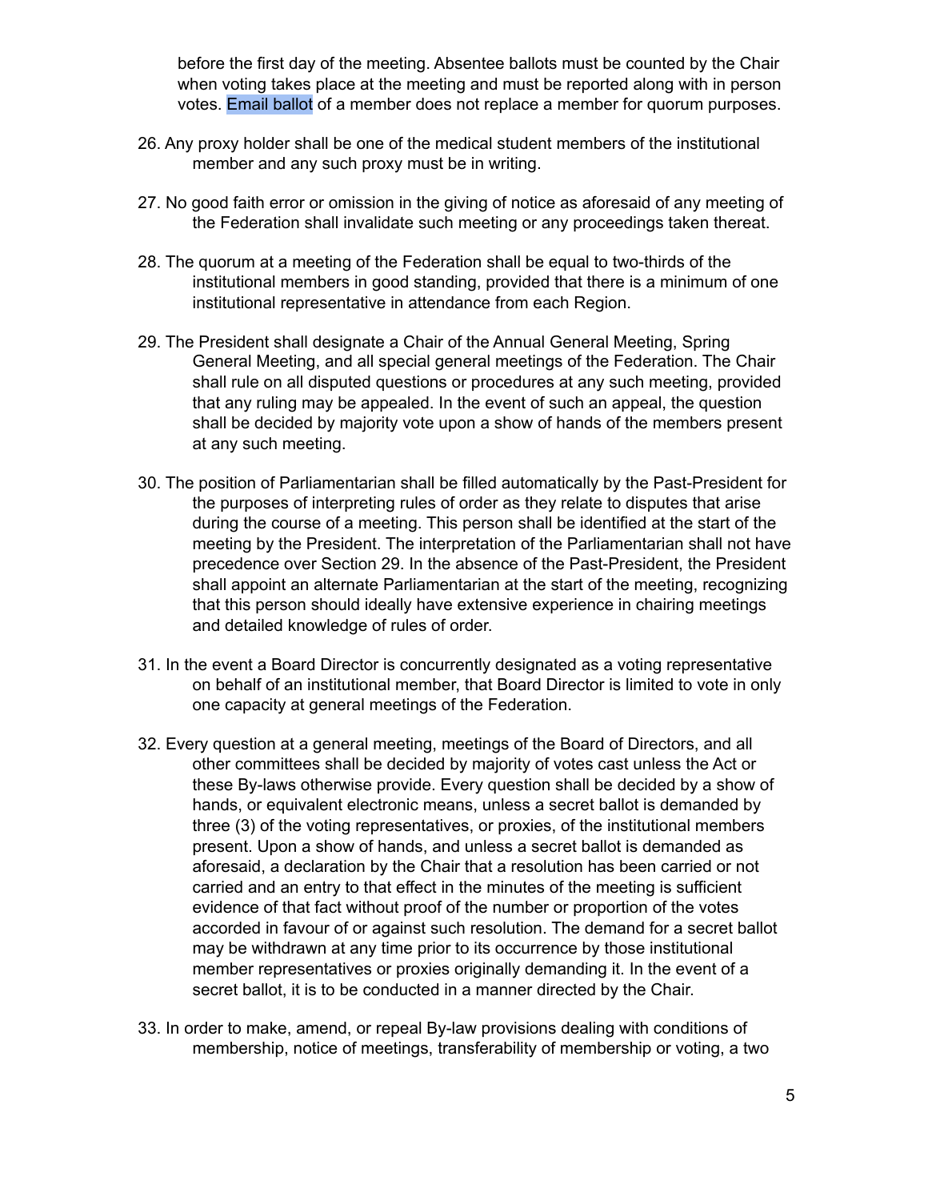before the first day of the meeting. Absentee ballots must be counted by the Chair when voting takes place at the meeting and must be reported along with in person votes. Email ballot of a member does not replace a member for quorum purposes.

26. Any proxy holder shall be one of the medical student members of the institutional member and any such proxy must be in writing.

27. No good faith error or omission in the giving of notice as aforesaid of any meeting of the Federation shall invalidate such meeting or any proceedings taken thereat.

28. The quorum at a meeting of the Federation shall be equal to two-thirds of the institutional members in good standing, provided that there is a minimum of one institutional representative in attendance from each Region.

29. The President shall designate a Chair of the Annual General Meeting, Spring General Meeting, and all special general meetings of the Federation. The Chair shall rule on all disputed questions or procedures at any such meeting, provided that any ruling may be appealed. In the event of such an appeal, the question shall be decided by majority vote upon a show of hands of the members present at any such meeting.

30. The position of Parliamentarian shall be filled automatically by the Past-President for the purposes of interpreting rules of order as they relate to disputes that arise during the course of a meeting. This person shall be identified at the start of the meeting by the President. The interpretation of the Parliamentarian shall not have precedence over Section 29. In the absence of the Past-President, the President shall appoint an alternate Parliamentarian at the start of the meeting, recognizing that this person should ideally have extensive experience in chairing meetings and detailed knowledge of rules of order.

31. In the event a Board Director is concurrently designated as a voting representative on behalf of an institutional member, that Board Director is limited to vote in only one capacity at general meetings of the Federation.

32. Every question at a general meeting, meetings of the Board of Directors, and all other committees shall be decided by majority of votes cast unless the Act or these By-laws otherwise provide. Every question shall be decided by a show of hands, or equivalent electronic means, unless a secret ballot is demanded by three (3) of the voting representatives, or proxies, of the institutional members present. Upon a show of hands, and unless a secret ballot is demanded as aforesaid, a declaration by the Chair that a resolution has been carried or not carried and an entry to that effect in the minutes of the meeting is sufficient evidence of that fact without proof of the number or proportion of the votes accorded in favour of or against such resolution. The demand for a secret ballot may be withdrawn at any time prior to its occurrence by those institutional member representatives or proxies originally demanding it. In the event of a secret ballot, it is to be conducted in a manner directed by the Chair.

33. In order to make, amend, or repeal By-law provisions dealing with conditions of membership, notice of meetings, transferability of membership or voting, a two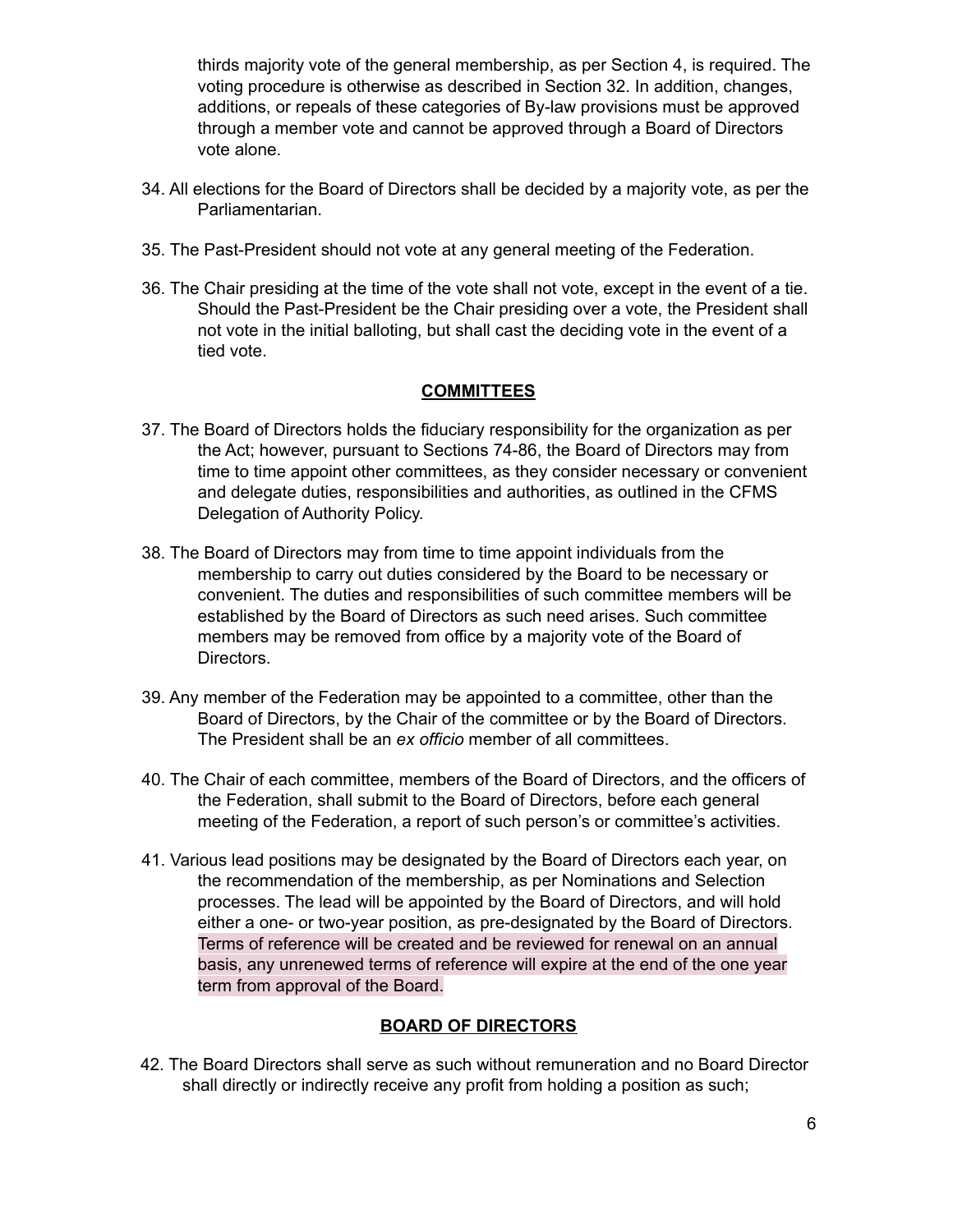thirds majority vote of the general membership, as per Section 4, is required. The voting procedure is otherwise as described in Section 32. In addition, changes, additions, or repeals of these categories of By-law provisions must be approved through a member vote and cannot be approved through a Board of Directors vote alone.

34. All elections for the Board of Directors shall be decided by a majority vote, as per the Parliamentarian.

35. The Past-President should not vote at any general meeting of the Federation.

36. The Chair presiding at the time of the vote shall not vote, except in the event of a tie. Should the Past-President be the Chair presiding over a vote, the President shall not vote in the initial balloting, but shall cast the deciding vote in the event of a tied vote.

## COMMITTEES

37. The Board of Directors holds the fiduciary responsibility for the organization as per the Act; however, pursuant to Sections 74-86, the Board of Directors may from time to time appoint other committees, as they consider necessary or convenient and delegate duties, responsibilities and authorities, as outlined in the CFMS Delegation of Authority Policy.

38. The Board of Directors may from time to time appoint individuals from the membership to carry out duties considered by the Board to be necessary or convenient. The duties and responsibilities of such committee members will be established by the Board of Directors as such need arises. Such committee members may be removed from office by a majority vote of the Board of Directors.

39. Any member of the Federation may be appointed to a committee, other than the Board of Directors, by the Chair of the committee or by the Board of Directors. The President shall be an *ex officio* member of all committees.

40. The Chair of each committee, members of the Board of Directors, and the officers of the Federation, shall submit to the Board of Directors, before each general meeting of the Federation, a report of such person's or committee's activities.

41. Various lead positions may be designated by the Board of Directors each year, on the recommendation of the membership, as per Nominations and Selection processes. The lead will be appointed by the Board of Directors, and will hold either a one- or two-year position, as pre-designated by the Board of Directors. Terms of reference will be created and be reviewed for renewal on an annual basis, any unrenewed terms of reference will expire at the end of the one year term from approval of the Board.

## BOARD OF DIRECTORS

42. The Board Directors shall serve as such without remuneration and no Board Director shall directly or indirectly receive any profit from holding a position as such;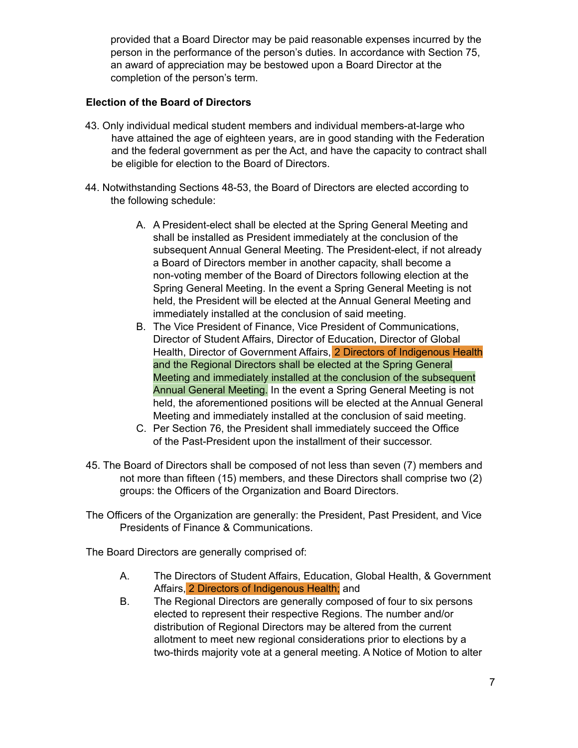provided that a Board Director may be paid reasonable expenses incurred by the person in the performance of the person's duties. In accordance with Section 75, an award of appreciation may be bestowed upon a Board Director at the completion of the person's term.

**Election of the Board of Directors**

43. Only individual medical student members and individual members-at-large who have attained the age of eighteen years, are in good standing with the Federation and the federal government as per the Act, and have the capacity to contract shall be eligible for election to the Board of Directors.

44. Notwithstanding Sections 48-53, the Board of Directors are elected according to the following schedule:

   A. A President-elect shall be elected at the Spring General Meeting and shall be installed as President immediately at the conclusion of the subsequent Annual General Meeting. The President-elect, if not already a Board of Directors member in another capacity, shall become a non-voting member of the Board of Directors following election at the Spring General Meeting. In the event a Spring General Meeting is not held, the President will be elected at the Annual General Meeting and immediately installed at the conclusion of said meeting.
   B. The Vice President of Finance, Vice President of Communications, Director of Student Affairs, Director of Education, Director of Global Health, Director of Government Affairs, 2 Directors of Indigenous Health and the Regional Directors shall be elected at the Spring General Meeting and immediately installed at the conclusion of the subsequent Annual General Meeting. In the event a Spring General Meeting is not held, the aforementioned positions will be elected at the Annual General Meeting and immediately installed at the conclusion of said meeting.
   C. Per Section 76, the President shall immediately succeed the Office of the Past-President upon the installment of their successor.

45. The Board of Directors shall be composed of not less than seven (7) members and not more than fifteen (15) members, and these Directors shall comprise two (2) groups: the Officers of the Organization and Board Directors.

The Officers of the Organization are generally: the President, Past President, and Vice Presidents of Finance & Communications.

The Board Directors are generally comprised of:

   A. The Directors of Student Affairs, Education, Global Health, & Government Affairs, 2 Directors of Indigenous Health; and
   B. The Regional Directors are generally composed of four to six persons elected to represent their respective Regions. The number and/or distribution of Regional Directors may be altered from the current allotment to meet new regional considerations prior to elections by a two-thirds majority vote at a general meeting. A Notice of Motion to alter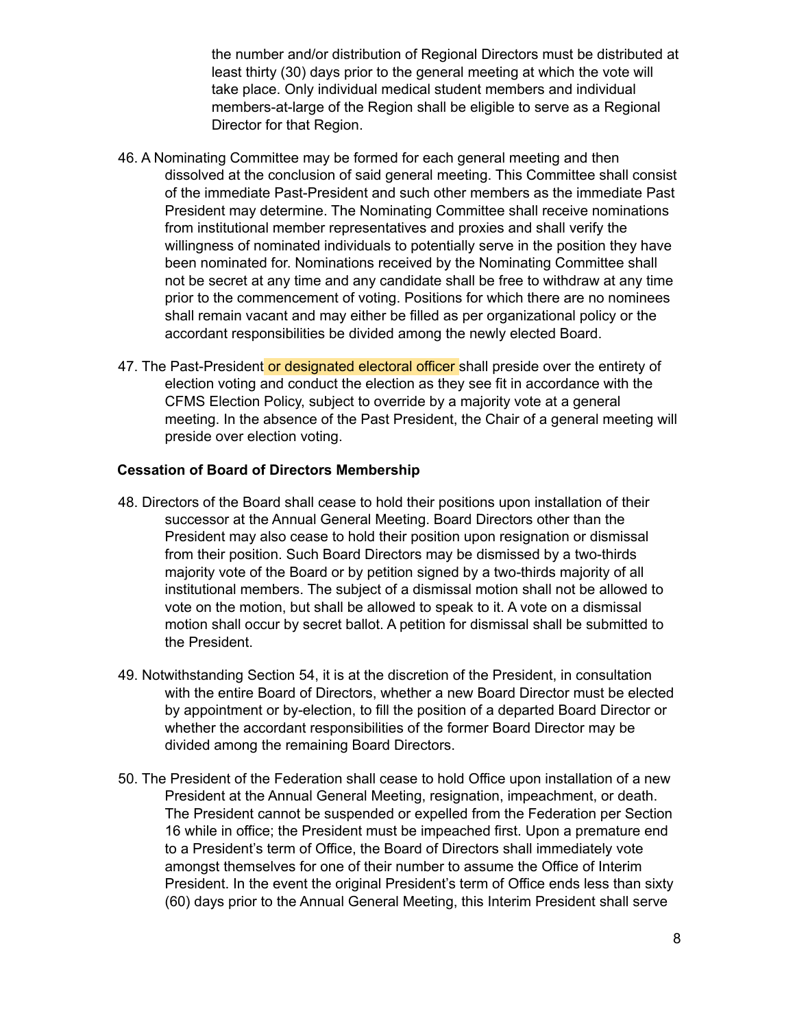the number and/or distribution of Regional Directors must be distributed at least thirty (30) days prior to the general meeting at which the vote will take place. Only individual medical student members and individual members-at-large of the Region shall be eligible to serve as a Regional Director for that Region.

46. A Nominating Committee may be formed for each general meeting and then dissolved at the conclusion of said general meeting. This Committee shall consist of the immediate Past-President and such other members as the immediate Past President may determine. The Nominating Committee shall receive nominations from institutional member representatives and proxies and shall verify the willingness of nominated individuals to potentially serve in the position they have been nominated for. Nominations received by the Nominating Committee shall not be secret at any time and any candidate shall be free to withdraw at any time prior to the commencement of voting. Positions for which there are no nominees shall remain vacant and may either be filled as per organizational policy or the accordant responsibilities be divided among the newly elected Board.

47. The Past-President or designated electoral officer shall preside over the entirety of election voting and conduct the election as they see fit in accordance with the CFMS Election Policy, subject to override by a majority vote at a general meeting. In the absence of the Past President, the Chair of a general meeting will preside over election voting.

**Cessation of Board of Directors Membership**

48. Directors of the Board shall cease to hold their positions upon installation of their successor at the Annual General Meeting. Board Directors other than the President may also cease to hold their position upon resignation or dismissal from their position. Such Board Directors may be dismissed by a two-thirds majority vote of the Board or by petition signed by a two-thirds majority of all institutional members. The subject of a dismissal motion shall not be allowed to vote on the motion, but shall be allowed to speak to it. A vote on a dismissal motion shall occur by secret ballot. A petition for dismissal shall be submitted to the President.

49. Notwithstanding Section 54, it is at the discretion of the President, in consultation with the entire Board of Directors, whether a new Board Director must be elected by appointment or by-election, to fill the position of a departed Board Director or whether the accordant responsibilities of the former Board Director may be divided among the remaining Board Directors.

50. The President of the Federation shall cease to hold Office upon installation of a new President at the Annual General Meeting, resignation, impeachment, or death. The President cannot be suspended or expelled from the Federation per Section 16 while in office; the President must be impeached first. Upon a premature end to a President's term of Office, the Board of Directors shall immediately vote amongst themselves for one of their number to assume the Office of Interim President. In the event the original President's term of Office ends less than sixty (60) days prior to the Annual General Meeting, this Interim President shall serve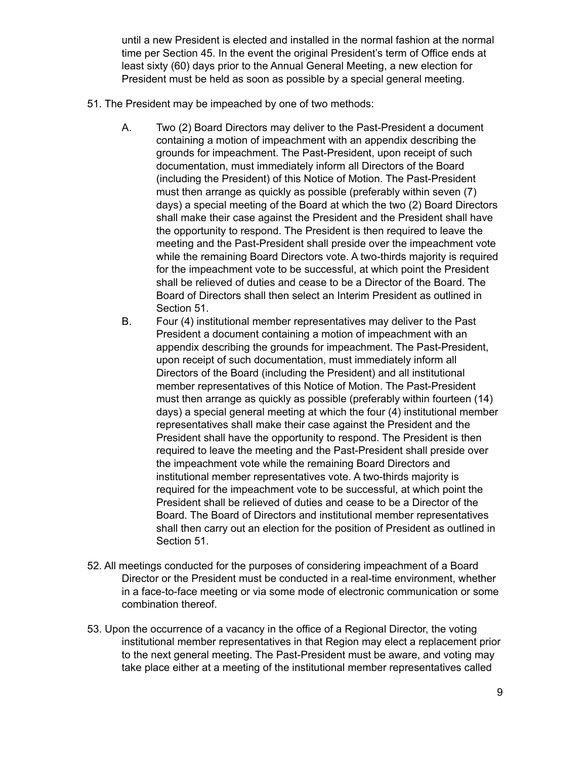until a new President is elected and installed in the normal fashion at the normal time per Section 45. In the event the original President's term of Office ends at least sixty (60) days prior to the Annual General Meeting, a new election for President must be held as soon as possible by a special general meeting.

51. The President may be impeached by one of two methods:

    A. Two (2) Board Directors may deliver to the Past-President a document containing a motion of impeachment with an appendix describing the grounds for impeachment. The Past-President, upon receipt of such documentation, must immediately inform all Directors of the Board (including the President) of this Notice of Motion. The Past-President must then arrange as quickly as possible (preferably within seven (7) days) a special meeting of the Board at which the two (2) Board Directors shall make their case against the President and the President shall have the opportunity to respond. The President is then required to leave the meeting and the Past-President shall preside over the impeachment vote while the remaining Board Directors vote. A two-thirds majority is required for the impeachment vote to be successful, at which point the President shall be relieved of duties and cease to be a Director of the Board. The Board of Directors shall then select an Interim President as outlined in Section 51.

    B. Four (4) institutional member representatives may deliver to the Past President a document containing a motion of impeachment with an appendix describing the grounds for impeachment. The Past-President, upon receipt of such documentation, must immediately inform all Directors of the Board (including the President) and all institutional member representatives of this Notice of Motion. The Past-President must then arrange as quickly as possible (preferably within fourteen (14) days) a special general meeting at which the four (4) institutional member representatives shall make their case against the President and the President shall have the opportunity to respond. The President is then required to leave the meeting and the Past-President shall preside over the impeachment vote while the remaining Board Directors and institutional member representatives vote. A two-thirds majority is required for the impeachment vote to be successful, at which point the President shall be relieved of duties and cease to be a Director of the Board. The Board of Directors and institutional member representatives shall then carry out an election for the position of President as outlined in Section 51.

52. All meetings conducted for the purposes of considering impeachment of a Board Director or the President must be conducted in a real-time environment, whether in a face-to-face meeting or via some mode of electronic communication or some combination thereof.

53. Upon the occurrence of a vacancy in the office of a Regional Director, the voting institutional member representatives in that Region may elect a replacement prior to the next general meeting. The Past-President must be aware, and voting may take place either at a meeting of the institutional member representatives called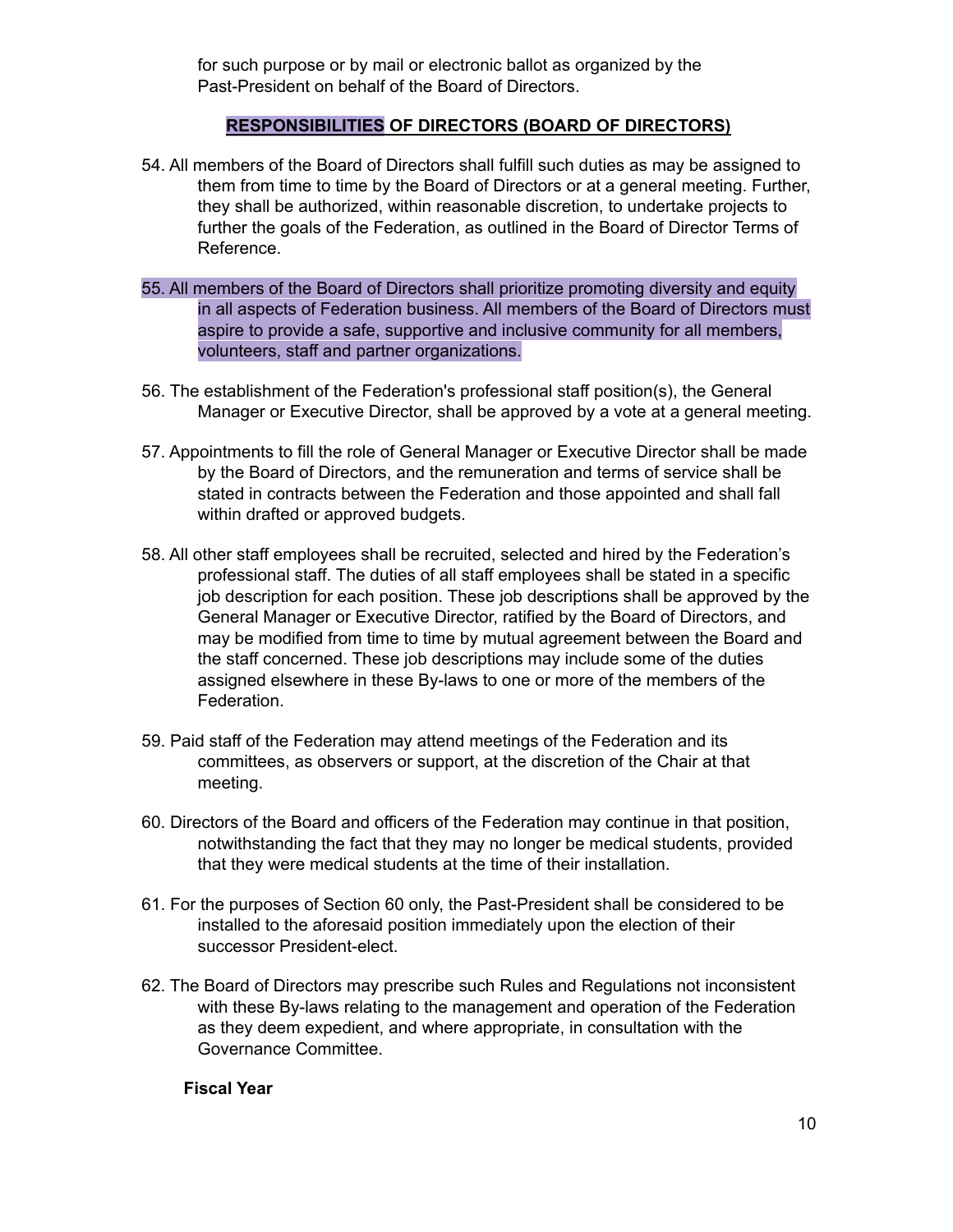for such purpose or by mail or electronic ballot as organized by the Past-President on behalf of the Board of Directors.

## RESPONSIBILITIES OF DIRECTORS (BOARD OF DIRECTORS)

54. All members of the Board of Directors shall fulfill such duties as may be assigned to them from time to time by the Board of Directors or at a general meeting. Further, they shall be authorized, within reasonable discretion, to undertake projects to further the goals of the Federation, as outlined in the Board of Director Terms of Reference.

55. All members of the Board of Directors shall prioritize promoting diversity and equity in all aspects of Federation business. All members of the Board of Directors must aspire to provide a safe, supportive and inclusive community for all members, volunteers, staff and partner organizations.

56. The establishment of the Federation's professional staff position(s), the General Manager or Executive Director, shall be approved by a vote at a general meeting.

57. Appointments to fill the role of General Manager or Executive Director shall be made by the Board of Directors, and the remuneration and terms of service shall be stated in contracts between the Federation and those appointed and shall fall within drafted or approved budgets.

58. All other staff employees shall be recruited, selected and hired by the Federation's professional staff. The duties of all staff employees shall be stated in a specific job description for each position. These job descriptions shall be approved by the General Manager or Executive Director, ratified by the Board of Directors, and may be modified from time to time by mutual agreement between the Board and the staff concerned. These job descriptions may include some of the duties assigned elsewhere in these By-laws to one or more of the members of the Federation.

59. Paid staff of the Federation may attend meetings of the Federation and its committees, as observers or support, at the discretion of the Chair at that meeting.

60. Directors of the Board and officers of the Federation may continue in that position, notwithstanding the fact that they may no longer be medical students, provided that they were medical students at the time of their installation.

61. For the purposes of Section 60 only, the Past-President shall be considered to be installed to the aforesaid position immediately upon the election of their successor President-elect.

62. The Board of Directors may prescribe such Rules and Regulations not inconsistent with these By-laws relating to the management and operation of the Federation as they deem expedient, and where appropriate, in consultation with the Governance Committee.

**Fiscal Year**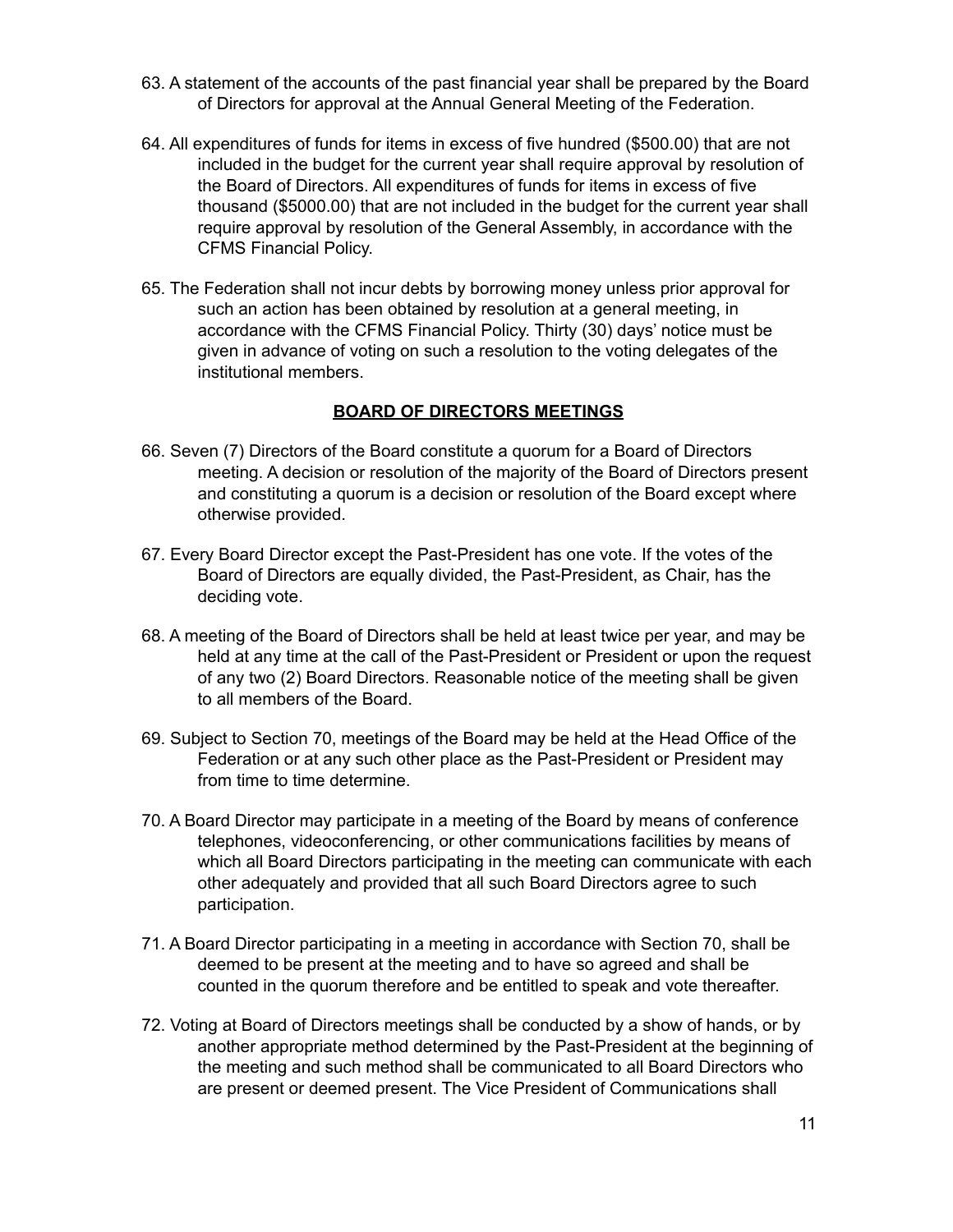63. A statement of the accounts of the past financial year shall be prepared by the Board of Directors for approval at the Annual General Meeting of the Federation.

64. All expenditures of funds for items in excess of five hundred ($500.00) that are not included in the budget for the current year shall require approval by resolution of the Board of Directors. All expenditures of funds for items in excess of five thousand ($5000.00) that are not included in the budget for the current year shall require approval by resolution of the General Assembly, in accordance with the CFMS Financial Policy.

65. The Federation shall not incur debts by borrowing money unless prior approval for such an action has been obtained by resolution at a general meeting, in accordance with the CFMS Financial Policy. Thirty (30) days' notice must be given in advance of voting on such a resolution to the voting delegates of the institutional members.

## BOARD OF DIRECTORS MEETINGS

66. Seven (7) Directors of the Board constitute a quorum for a Board of Directors meeting. A decision or resolution of the majority of the Board of Directors present and constituting a quorum is a decision or resolution of the Board except where otherwise provided.

67. Every Board Director except the Past-President has one vote. If the votes of the Board of Directors are equally divided, the Past-President, as Chair, has the deciding vote.

68. A meeting of the Board of Directors shall be held at least twice per year, and may be held at any time at the call of the Past-President or President or upon the request of any two (2) Board Directors. Reasonable notice of the meeting shall be given to all members of the Board.

69. Subject to Section 70, meetings of the Board may be held at the Head Office of the Federation or at any such other place as the Past-President or President may from time to time determine.

70. A Board Director may participate in a meeting of the Board by means of conference telephones, videoconferencing, or other communications facilities by means of which all Board Directors participating in the meeting can communicate with each other adequately and provided that all such Board Directors agree to such participation.

71. A Board Director participating in a meeting in accordance with Section 70, shall be deemed to be present at the meeting and to have so agreed and shall be counted in the quorum therefore and be entitled to speak and vote thereafter.

72. Voting at Board of Directors meetings shall be conducted by a show of hands, or by another appropriate method determined by the Past-President at the beginning of the meeting and such method shall be communicated to all Board Directors who are present or deemed present. The Vice President of Communications shall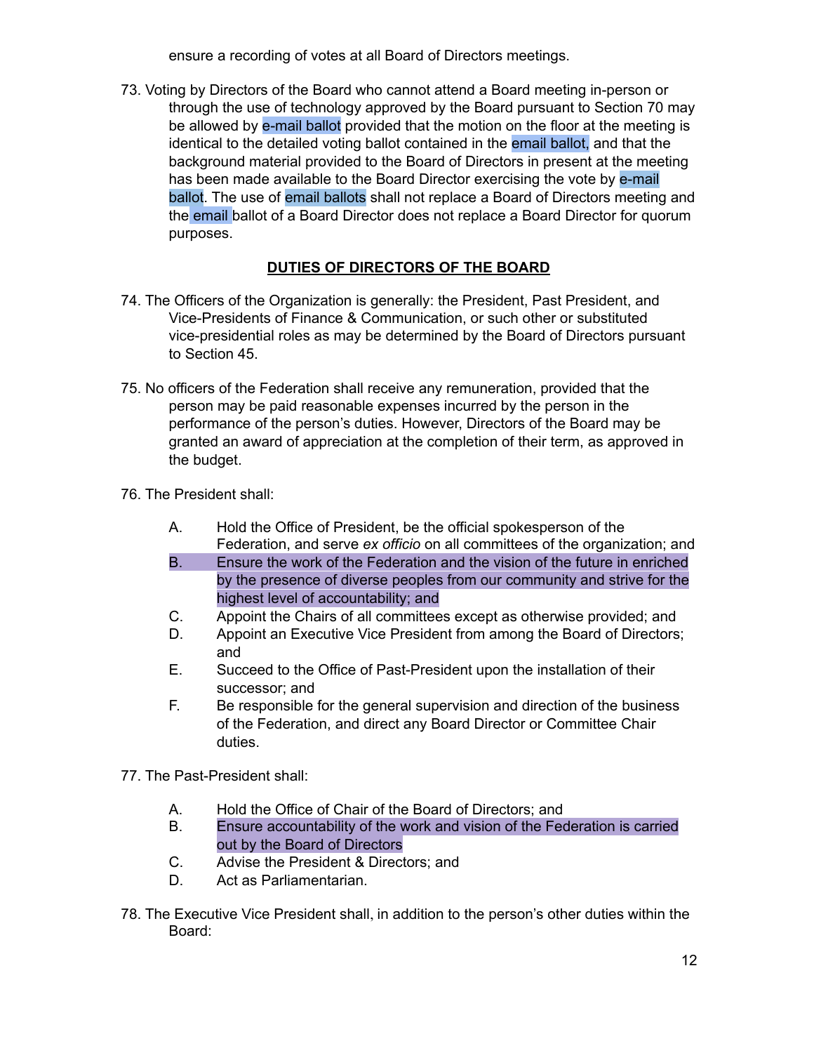ensure a recording of votes at all Board of Directors meetings.

73. Voting by Directors of the Board who cannot attend a Board meeting in-person or through the use of technology approved by the Board pursuant to Section 70 may be allowed by e-mail ballot provided that the motion on the floor at the meeting is identical to the detailed voting ballot contained in the email ballot, and that the background material provided to the Board of Directors in present at the meeting has been made available to the Board Director exercising the vote by e-mail ballot. The use of email ballots shall not replace a Board of Directors meeting and the email ballot of a Board Director does not replace a Board Director for quorum purposes.

## DUTIES OF DIRECTORS OF THE BOARD

74. The Officers of the Organization is generally: the President, Past President, and Vice-Presidents of Finance & Communication, or such other or substituted vice-presidential roles as may be determined by the Board of Directors pursuant to Section 45.

75. No officers of the Federation shall receive any remuneration, provided that the person may be paid reasonable expenses incurred by the person in the performance of the person's duties. However, Directors of the Board may be granted an award of appreciation at the completion of their term, as approved in the budget.

76. The President shall:

    A. Hold the Office of President, be the official spokesperson of the Federation, and serve *ex officio* on all committees of the organization; and
    B. Ensure the work of the Federation and the vision of the future in enriched by the presence of diverse peoples from our community and strive for the highest level of accountability; and
    C. Appoint the Chairs of all committees except as otherwise provided; and
    D. Appoint an Executive Vice President from among the Board of Directors; and
    E. Succeed to the Office of Past-President upon the installation of their successor; and
    F. Be responsible for the general supervision and direction of the business of the Federation, and direct any Board Director or Committee Chair duties.

77. The Past-President shall:

    A. Hold the Office of Chair of the Board of Directors; and
    B. Ensure accountability of the work and vision of the Federation is carried out by the Board of Directors
    C. Advise the President & Directors; and
    D. Act as Parliamentarian.

78. The Executive Vice President shall, in addition to the person's other duties within the Board: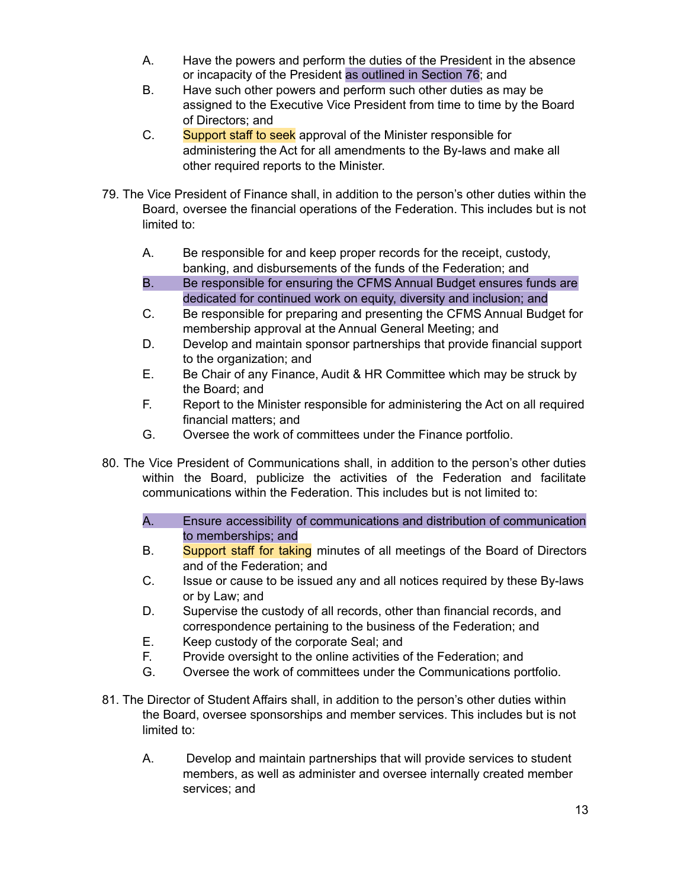A. Have the powers and perform the duties of the President in the absence or incapacity of the President as outlined in Section 76; and
B. Have such other powers and perform such other duties as may be assigned to the Executive Vice President from time to time by the Board of Directors; and
C. Support staff to seek approval of the Minister responsible for administering the Act for all amendments to the By-laws and make all other required reports to the Minister.

79. The Vice President of Finance shall, in addition to the person's other duties within the Board, oversee the financial operations of the Federation. This includes but is not limited to:

A. Be responsible for and keep proper records for the receipt, custody, banking, and disbursements of the funds of the Federation; and
B. Be responsible for ensuring the CFMS Annual Budget ensures funds are dedicated for continued work on equity, diversity and inclusion; and
C. Be responsible for preparing and presenting the CFMS Annual Budget for membership approval at the Annual General Meeting; and
D. Develop and maintain sponsor partnerships that provide financial support to the organization; and
E. Be Chair of any Finance, Audit & HR Committee which may be struck by the Board; and
F. Report to the Minister responsible for administering the Act on all required financial matters; and
G. Oversee the work of committees under the Finance portfolio.

80. The Vice President of Communications shall, in addition to the person's other duties within the Board, publicize the activities of the Federation and facilitate communications within the Federation. This includes but is not limited to:

A. Ensure accessibility of communications and distribution of communication to memberships; and
B. Support staff for taking minutes of all meetings of the Board of Directors and of the Federation; and
C. Issue or cause to be issued any and all notices required by these By-laws or by Law; and
D. Supervise the custody of all records, other than financial records, and correspondence pertaining to the business of the Federation; and
E. Keep custody of the corporate Seal; and
F. Provide oversight to the online activities of the Federation; and
G. Oversee the work of committees under the Communications portfolio.

81. The Director of Student Affairs shall, in addition to the person's other duties within the Board, oversee sponsorships and member services. This includes but is not limited to:

A. Develop and maintain partnerships that will provide services to student members, as well as administer and oversee internally created member services; and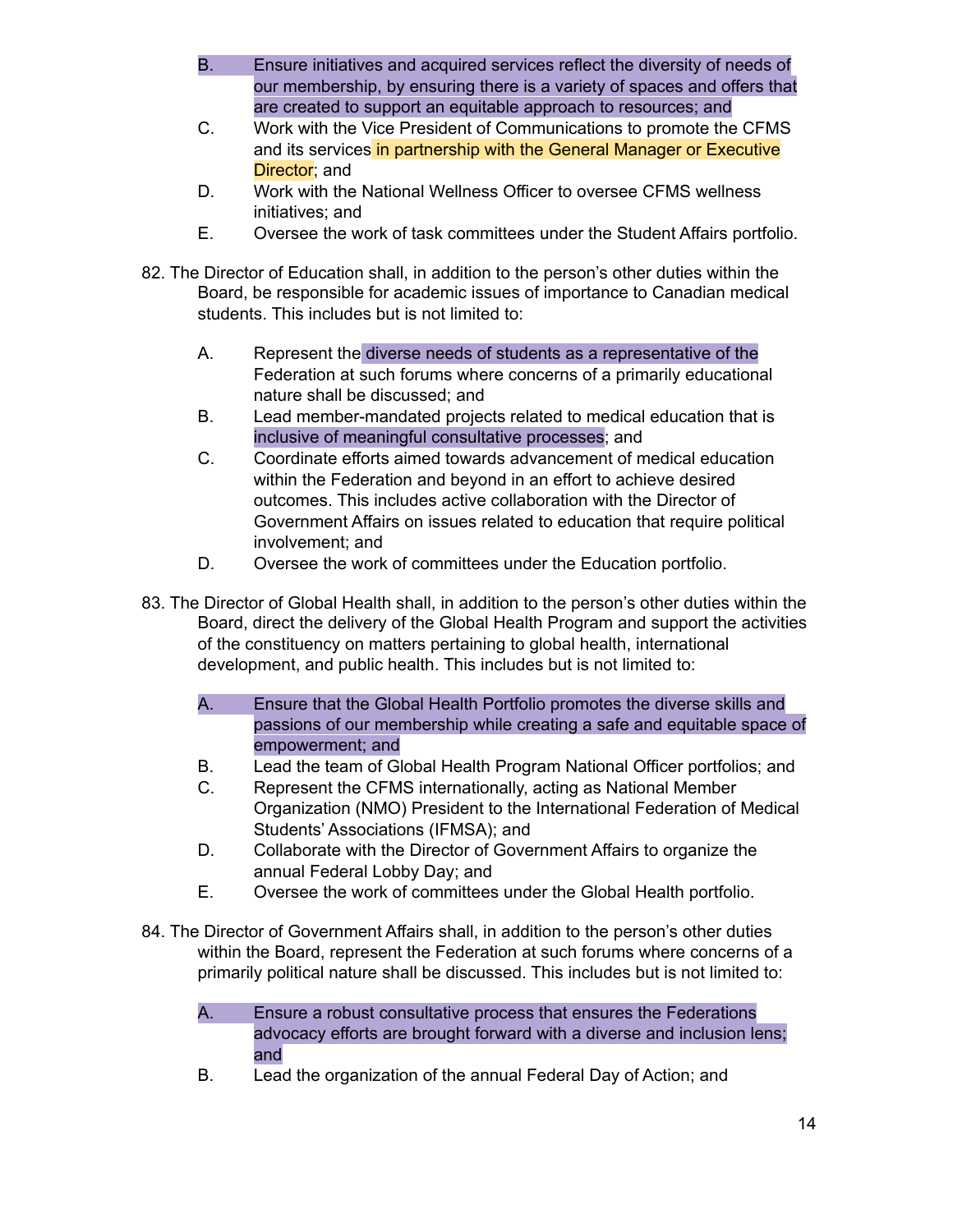B. Ensure initiatives and acquired services reflect the diversity of needs of our membership, by ensuring there is a variety of spaces and offers that are created to support an equitable approach to resources; and

C. Work with the Vice President of Communications to promote the CFMS and its services in partnership with the General Manager or Executive Director; and

D. Work with the National Wellness Officer to oversee CFMS wellness initiatives; and

E. Oversee the work of task committees under the Student Affairs portfolio.

82. The Director of Education shall, in addition to the person's other duties within the Board, be responsible for academic issues of importance to Canadian medical students. This includes but is not limited to:

A. Represent the diverse needs of students as a representative of the Federation at such forums where concerns of a primarily educational nature shall be discussed; and

B. Lead member-mandated projects related to medical education that is inclusive of meaningful consultative processes; and

C. Coordinate efforts aimed towards advancement of medical education within the Federation and beyond in an effort to achieve desired outcomes. This includes active collaboration with the Director of Government Affairs on issues related to education that require political involvement; and

D. Oversee the work of committees under the Education portfolio.

83. The Director of Global Health shall, in addition to the person's other duties within the Board, direct the delivery of the Global Health Program and support the activities of the constituency on matters pertaining to global health, international development, and public health. This includes but is not limited to:

A. Ensure that the Global Health Portfolio promotes the diverse skills and passions of our membership while creating a safe and equitable space of empowerment; and

B. Lead the team of Global Health Program National Officer portfolios; and

C. Represent the CFMS internationally, acting as National Member Organization (NMO) President to the International Federation of Medical Students' Associations (IFMSA); and

D. Collaborate with the Director of Government Affairs to organize the annual Federal Lobby Day; and

E. Oversee the work of committees under the Global Health portfolio.

84. The Director of Government Affairs shall, in addition to the person's other duties within the Board, represent the Federation at such forums where concerns of a primarily political nature shall be discussed. This includes but is not limited to:

A. Ensure a robust consultative process that ensures the Federations advocacy efforts are brought forward with a diverse and inclusion lens; and

B. Lead the organization of the annual Federal Day of Action; and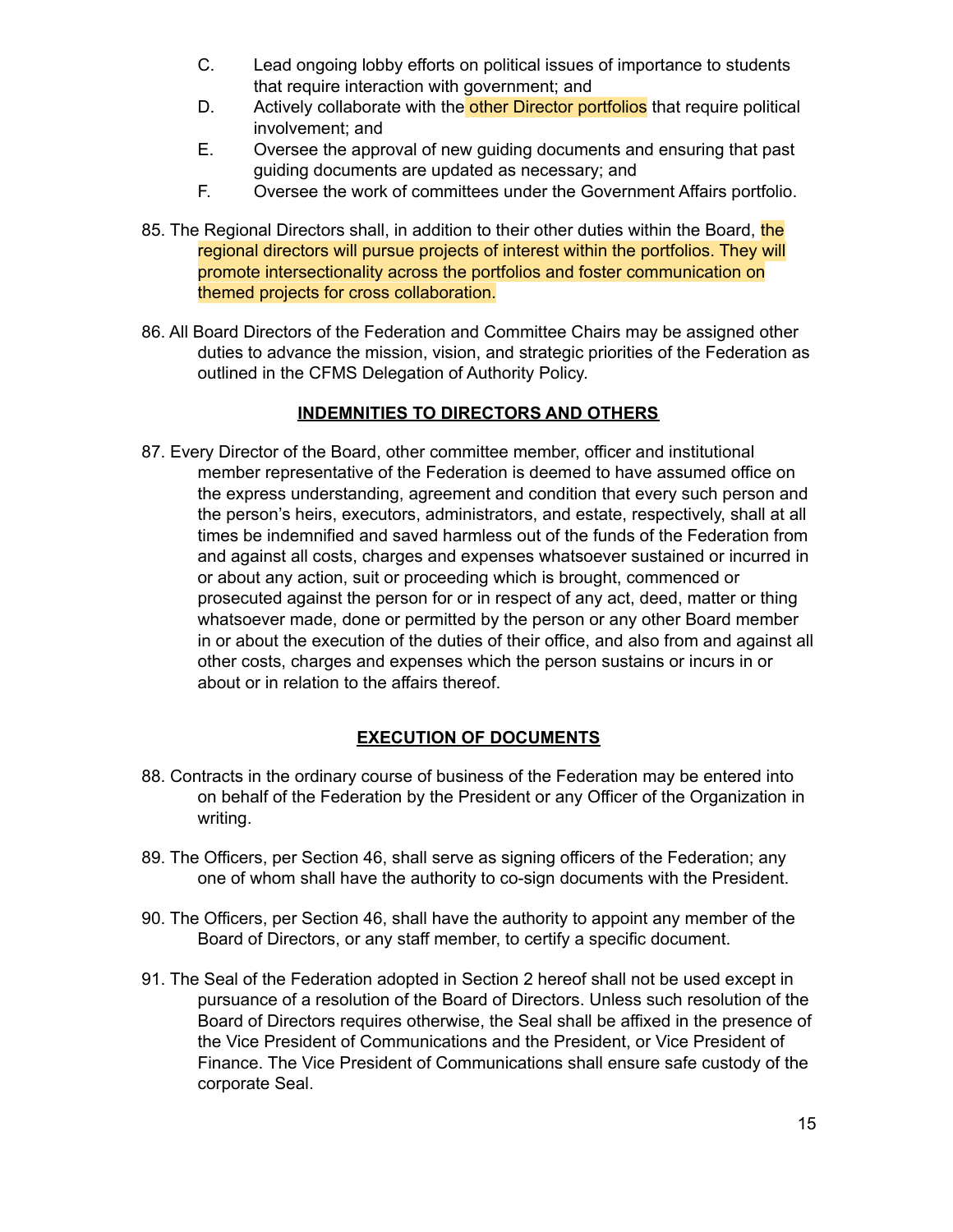C. Lead ongoing lobby efforts on political issues of importance to students that require interaction with government; and

D. Actively collaborate with the other Director portfolios that require political involvement; and

E. Oversee the approval of new guiding documents and ensuring that past guiding documents are updated as necessary; and

F. Oversee the work of committees under the Government Affairs portfolio.

85. The Regional Directors shall, in addition to their other duties within the Board, the regional directors will pursue projects of interest within the portfolios. They will promote intersectionality across the portfolios and foster communication on themed projects for cross collaboration.

86. All Board Directors of the Federation and Committee Chairs may be assigned other duties to advance the mission, vision, and strategic priorities of the Federation as outlined in the CFMS Delegation of Authority Policy.

## INDEMNITIES TO DIRECTORS AND OTHERS

87. Every Director of the Board, other committee member, officer and institutional member representative of the Federation is deemed to have assumed office on the express understanding, agreement and condition that every such person and the person's heirs, executors, administrators, and estate, respectively, shall at all times be indemnified and saved harmless out of the funds of the Federation from and against all costs, charges and expenses whatsoever sustained or incurred in or about any action, suit or proceeding which is brought, commenced or prosecuted against the person for or in respect of any act, deed, matter or thing whatsoever made, done or permitted by the person or any other Board member in or about the execution of the duties of their office, and also from and against all other costs, charges and expenses which the person sustains or incurs in or about or in relation to the affairs thereof.

## EXECUTION OF DOCUMENTS

88. Contracts in the ordinary course of business of the Federation may be entered into on behalf of the Federation by the President or any Officer of the Organization in writing.

89. The Officers, per Section 46, shall serve as signing officers of the Federation; any one of whom shall have the authority to co-sign documents with the President.

90. The Officers, per Section 46, shall have the authority to appoint any member of the Board of Directors, or any staff member, to certify a specific document.

91. The Seal of the Federation adopted in Section 2 hereof shall not be used except in pursuance of a resolution of the Board of Directors. Unless such resolution of the Board of Directors requires otherwise, the Seal shall be affixed in the presence of the Vice President of Communications and the President, or Vice President of Finance. The Vice President of Communications shall ensure safe custody of the corporate Seal.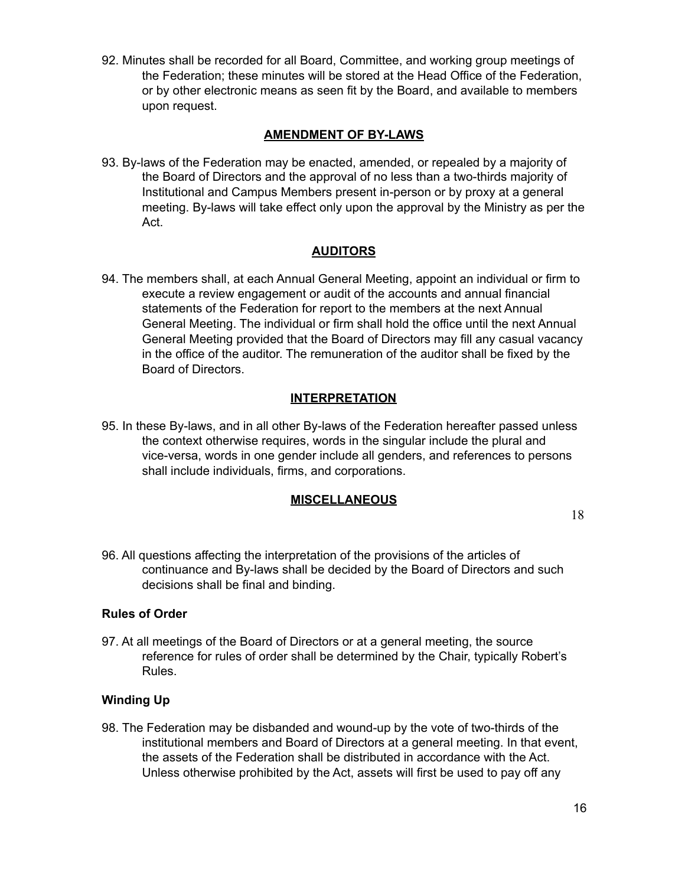92. Minutes shall be recorded for all Board, Committee, and working group meetings of the Federation; these minutes will be stored at the Head Office of the Federation, or by other electronic means as seen fit by the Board, and available to members upon request.

## AMENDMENT OF BY-LAWS

93. By-laws of the Federation may be enacted, amended, or repealed by a majority of the Board of Directors and the approval of no less than a two-thirds majority of Institutional and Campus Members present in-person or by proxy at a general meeting. By-laws will take effect only upon the approval by the Ministry as per the Act.

## AUDITORS

94. The members shall, at each Annual General Meeting, appoint an individual or firm to execute a review engagement or audit of the accounts and annual financial statements of the Federation for report to the members at the next Annual General Meeting. The individual or firm shall hold the office until the next Annual General Meeting provided that the Board of Directors may fill any casual vacancy in the office of the auditor. The remuneration of the auditor shall be fixed by the Board of Directors.

## INTERPRETATION

95. In these By-laws, and in all other By-laws of the Federation hereafter passed unless the context otherwise requires, words in the singular include the plural and vice-versa, words in one gender include all genders, and references to persons shall include individuals, firms, and corporations.

## MISCELLANEOUS

96. All questions affecting the interpretation of the provisions of the articles of continuance and By-laws shall be decided by the Board of Directors and such decisions shall be final and binding.

### Rules of Order

97. At all meetings of the Board of Directors or at a general meeting, the source reference for rules of order shall be determined by the Chair, typically Robert's Rules.

### Winding Up

98. The Federation may be disbanded and wound-up by the vote of two-thirds of the institutional members and Board of Directors at a general meeting. In that event, the assets of the Federation shall be distributed in accordance with the Act. Unless otherwise prohibited by the Act, assets will first be used to pay off any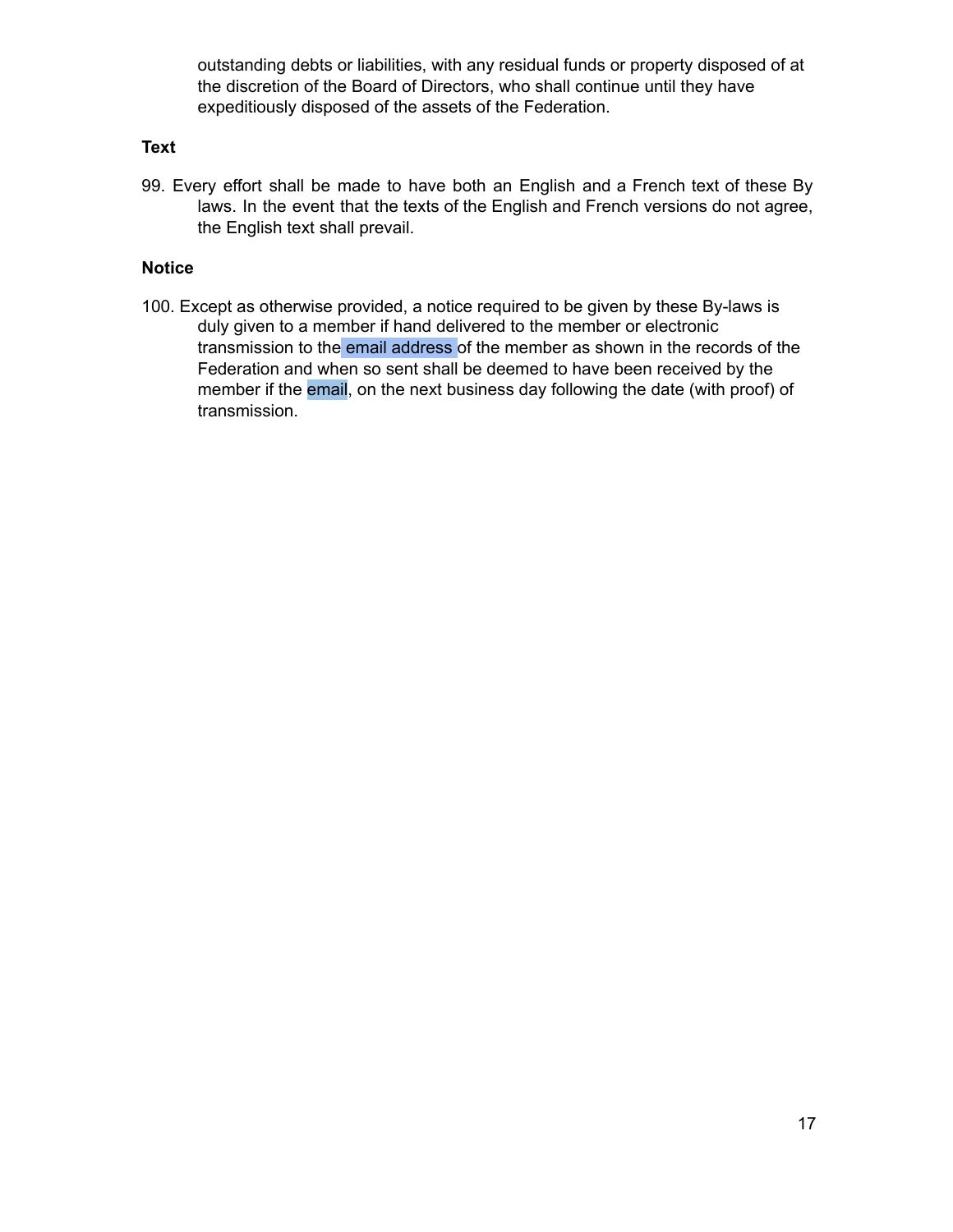outstanding debts or liabilities, with any residual funds or property disposed of at the discretion of the Board of Directors, who shall continue until they have expeditiously disposed of the assets of the Federation.

**Text**

99. Every effort shall be made to have both an English and a French text of these By laws. In the event that the texts of the English and French versions do not agree, the English text shall prevail.

**Notice**

100. Except as otherwise provided, a notice required to be given by these By-laws is duly given to a member if hand delivered to the member or electronic transmission to the email address of the member as shown in the records of the Federation and when so sent shall be deemed to have been received by the member if the email, on the next business day following the date (with proof) of transmission.